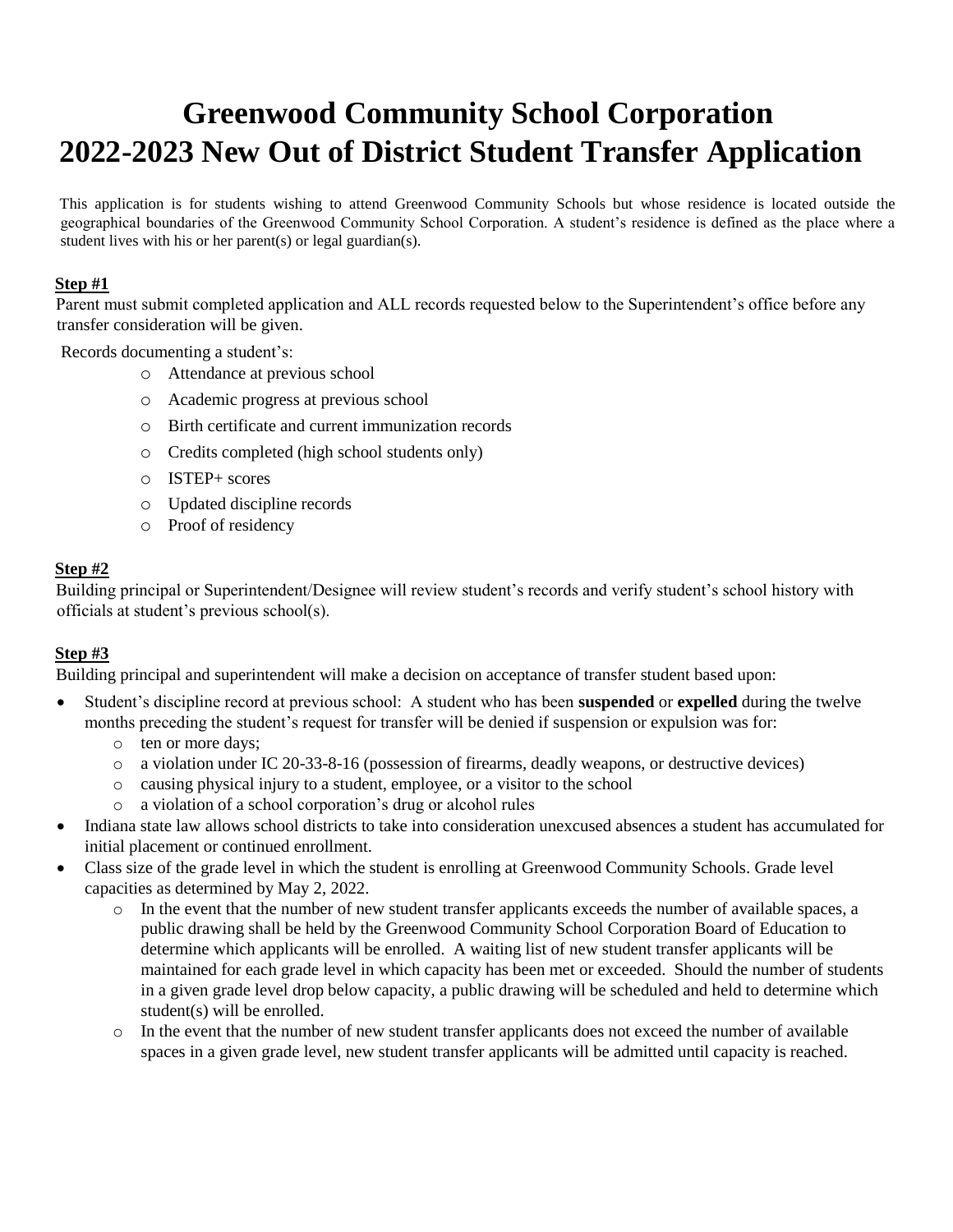# Greenwood Community School Corporation
# 2022-2023 New Out of District Student Transfer Application

This application is for students wishing to attend Greenwood Community Schools but whose residence is located outside the geographical boundaries of the Greenwood Community School Corporation. A student's residence is defined as the place where a student lives with his or her parent(s) or legal guardian(s).

**Step #1**

Parent must submit completed application and ALL records requested below to the Superintendent's office before any transfer consideration will be given.

Records documenting a student's:

- Attendance at previous school
- Academic progress at previous school
- Birth certificate and current immunization records
- Credits completed (high school students only)
- ISTEP+ scores
- Updated discipline records
- Proof of residency

**Step #2**

Building principal or Superintendent/Designee will review student's records and verify student's school history with officials at student's previous school(s).

**Step #3**

Building principal and superintendent will make a decision on acceptance of transfer student based upon:

- Student's discipline record at previous school: A student who has been **suspended** or **expelled** during the twelve months preceding the student's request for transfer will be denied if suspension or expulsion was for:
  - ten or more days;
  - a violation under IC 20-33-8-16 (possession of firearms, deadly weapons, or destructive devices)
  - causing physical injury to a student, employee, or a visitor to the school
  - a violation of a school corporation's drug or alcohol rules
- Indiana state law allows school districts to take into consideration unexcused absences a student has accumulated for initial placement or continued enrollment.
- Class size of the grade level in which the student is enrolling at Greenwood Community Schools. Grade level capacities as determined by May 2, 2022.
  - In the event that the number of new student transfer applicants exceeds the number of available spaces, a public drawing shall be held by the Greenwood Community School Corporation Board of Education to determine which applicants will be enrolled. A waiting list of new student transfer applicants will be maintained for each grade level in which capacity has been met or exceeded. Should the number of students in a given grade level drop below capacity, a public drawing will be scheduled and held to determine which student(s) will be enrolled.
  - In the event that the number of new student transfer applicants does not exceed the number of available spaces in a given grade level, new student transfer applicants will be admitted until capacity is reached.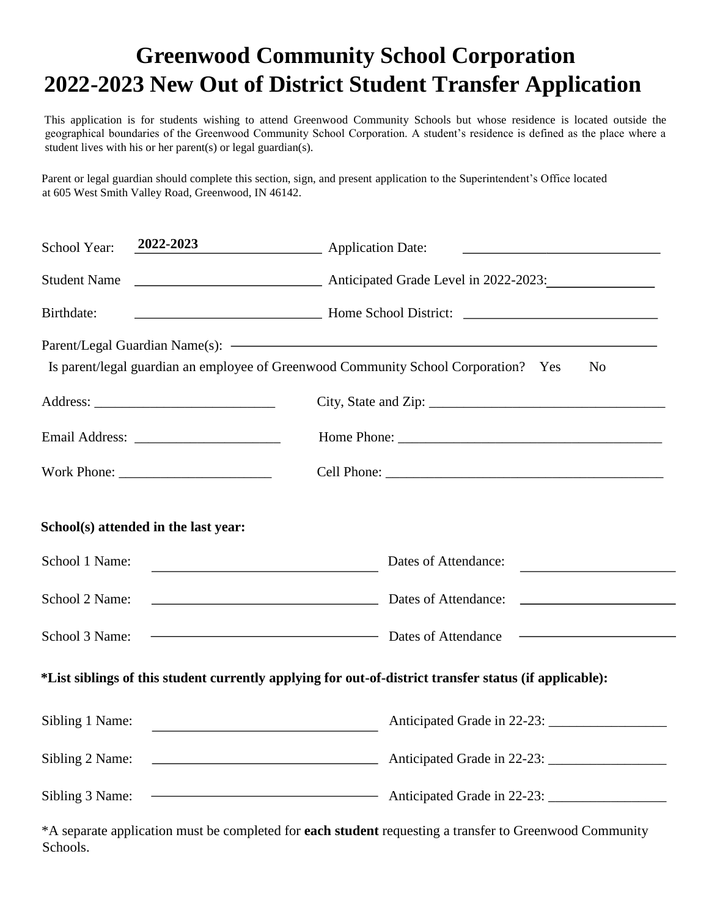# Greenwood Community School Corporation
# 2022-2023 New Out of District Student Transfer Application

This application is for students wishing to attend Greenwood Community Schools but whose residence is located outside the geographical boundaries of the Greenwood Community School Corporation. A student's residence is defined as the place where a student lives with his or her parent(s) or legal guardian(s).

Parent or legal guardian should complete this section, sign, and present application to the Superintendent's Office located at 605 West Smith Valley Road, Greenwood, IN 46142.

School Year: **2022-2023** Application Date: ______________________

Student Name ______________________ Anticipated Grade Level in 2022-2023: ____________

Birthdate: ______________________ Home School District: ______________________

Parent/Legal Guardian Name(s): ______________________________________________

Is parent/legal guardian an employee of Greenwood Community School Corporation? Yes No

Address: ______________________ City, State and Zip: ______________________

Email Address: ______________________ Home Phone: ______________________

Work Phone: ______________________ Cell Phone: ______________________

**School(s) attended in the last year:**

School 1 Name: ______________________ Dates of Attendance: ______________________

School 2 Name: ______________________ Dates of Attendance: ______________________

School 3 Name: ______________________ Dates of Attendance ______________________

**\*List siblings of this student currently applying for out-of-district transfer status (if applicable):**

Sibling 1 Name: ______________________ Anticipated Grade in 22-23: ____________

Sibling 2 Name: ______________________ Anticipated Grade in 22-23: ____________

Sibling 3 Name: ______________________ Anticipated Grade in 22-23: ____________

*A separate application must be completed for **each student** requesting a transfer to Greenwood Community Schools.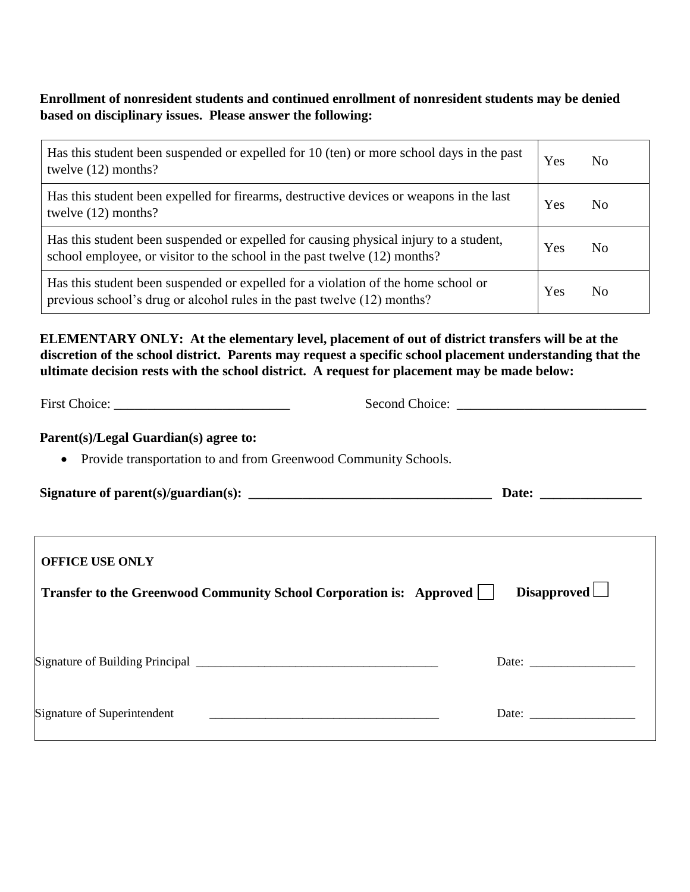**Enrollment of nonresident students and continued enrollment of nonresident students may be denied based on disciplinary issues. Please answer the following:**

| | |
|---|---|
| Has this student been suspended or expelled for 10 (ten) or more school days in the past twelve (12) months? | Yes No |
| Has this student been expelled for firearms, destructive devices or weapons in the last twelve (12) months? | Yes No |
| Has this student been suspended or expelled for causing physical injury to a student, school employee, or visitor to the school in the past twelve (12) months? | Yes No |
| Has this student been suspended or expelled for a violation of the home school or previous school's drug or alcohol rules in the past twelve (12) months? | Yes No |

**ELEMENTARY ONLY: At the elementary level, placement of out of district transfers will be at the discretion of the school district. Parents may request a specific school placement understanding that the ultimate decision rests with the school district. A request for placement may be made below:**

First Choice: __________________________ Second Choice: ____________________________

**Parent(s)/Legal Guardian(s) agree to:**

- Provide transportation to and from Greenwood Community Schools.

**Signature of parent(s)/guardian(s): ____________________________________ Date: _______________**

**OFFICE USE ONLY**

**Transfer to the Greenwood Community School Corporation is: Approved ☐ Disapproved ☐**

Signature of Building Principal _______________________________________ Date: _________________

Signature of Superintendent _____________________________________ Date: _________________